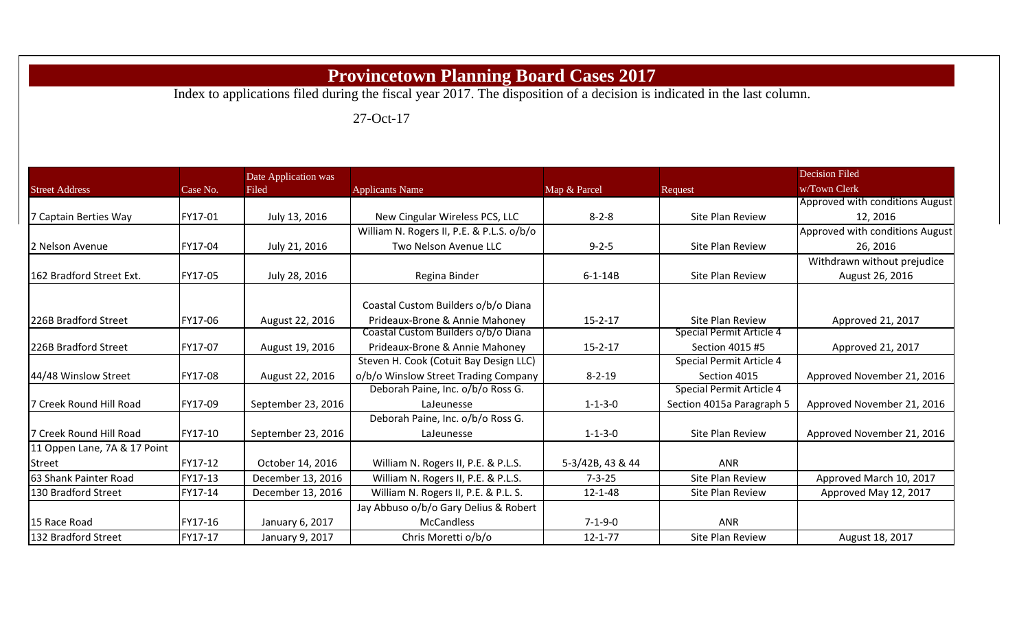# Provincetown Planning Board Cases 2017

Index to applications filed during the fiscal year 2017. The disposition of a decision is indicated in the last column.

27-Oct-17

| Street Address | Case No. | Date Application was Filed | Applicants Name | Map & Parcel | Request | Decision Filed w/Town Clerk |
|---|---|---|---|---|---|---|
| 7 Captain Berties Way | FY17-01 | July 13, 2016 | New Cingular Wireless PCS, LLC | 8-2-8 | Site Plan Review | Approved with conditions August 12, 2016 |
| 2 Nelson Avenue | FY17-04 | July 21, 2016 | William N. Rogers II, P.E. & P.L.S. o/b/o Two Nelson Avenue LLC | 9-2-5 | Site Plan Review | Approved with conditions August 26, 2016 |
| 162 Bradford Street Ext. | FY17-05 | July 28, 2016 | Regina Binder | 6-1-14B | Site Plan Review | Withdrawn without prejudice August 26, 2016 |
| 226B Bradford Street | FY17-06 | August 22, 2016 | Coastal Custom Builders o/b/o Diana Prideaux-Brone & Annie Mahoney | 15-2-17 | Site Plan Review | Approved 21, 2017 |
| 226B Bradford Street | FY17-07 | August 19, 2016 | Coastal Custom Builders o/b/o Diana Prideaux-Brone & Annie Mahoney | 15-2-17 | Special Permit Article 4 Section 4015 #5 | Approved 21, 2017 |
| 44/48 Winslow Street | FY17-08 | August 22, 2016 | Steven H. Cook (Cotuit Bay Design LLC) o/b/o Winslow Street Trading Company | 8-2-19 | Special Permit Article 4 Section 4015 | Approved November 21, 2016 |
| 7 Creek Round Hill Road | FY17-09 | September 23, 2016 | Deborah Paine, Inc. o/b/o Ross G. LaJeunesse | 1-1-3-0 | Special Permit Article 4 Section 4015a Paragraph 5 | Approved November 21, 2016 |
| 7 Creek Round Hill Road | FY17-10 | September 23, 2016 | Deborah Paine, Inc. o/b/o Ross G. LaJeunesse | 1-1-3-0 | Site Plan Review | Approved November 21, 2016 |
| 11 Oppen Lane, 7A & 17 Point Street | FY17-12 | October 14, 2016 | William N. Rogers II, P.E. & P.L.S. | 5-3/42B, 43 & 44 | ANR | |
| 63 Shank Painter Road | FY17-13 | December 13, 2016 | William N. Rogers II, P.E. & P.L.S. | 7-3-25 | Site Plan Review | Approved March 10, 2017 |
| 130 Bradford Street | FY17-14 | December 13, 2016 | William N. Rogers II, P.E. & P.L. S. | 12-1-48 | Site Plan Review | Approved May 12, 2017 |
| 15 Race Road | FY17-16 | January 6, 2017 | Jay Abbuso o/b/o Gary Delius & Robert McCandless | 7-1-9-0 | ANR | |
| 132 Bradford Street | FY17-17 | January 9, 2017 | Chris Moretti o/b/o | 12-1-77 | Site Plan Review | August 18, 2017 |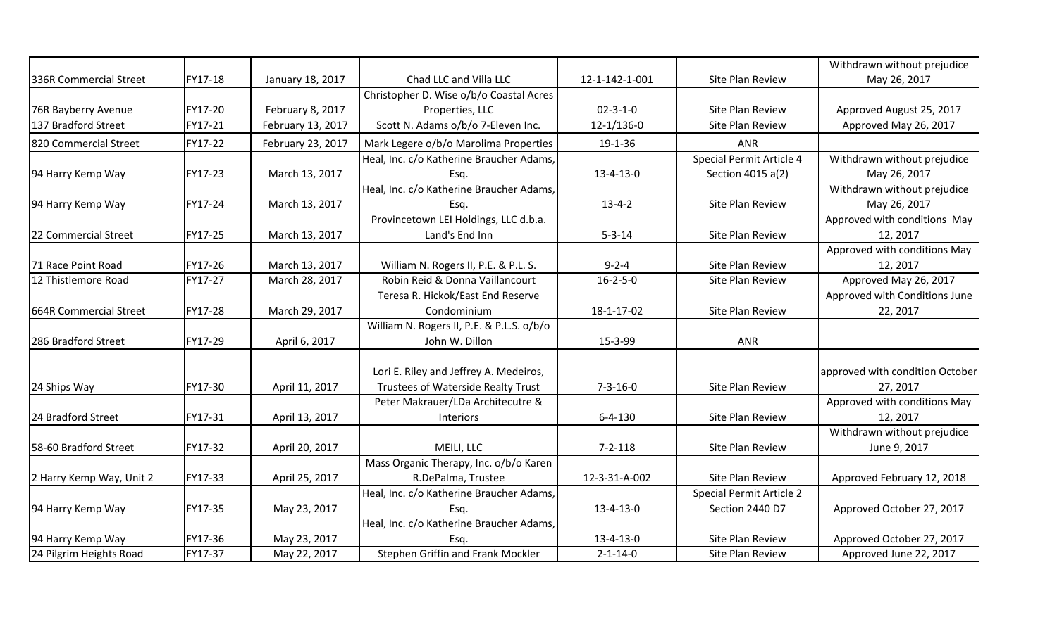| | | | | | | |
|---|---|---|---|---|---|---|
| 336R Commercial Street | FY17-18 | January 18, 2017 | Chad LLC and Villa LLC | 12-1-142-1-001 | Site Plan Review | Withdrawn without prejudice May 26, 2017 |
| 76R Bayberry Avenue | FY17-20 | February 8, 2017 | Christopher D. Wise o/b/o Coastal Acres Properties, LLC | 02-3-1-0 | Site Plan Review | Approved August 25, 2017 |
| 137 Bradford Street | FY17-21 | February 13, 2017 | Scott N. Adams o/b/o 7-Eleven Inc. | 12-1/136-0 | Site Plan Review | Approved May 26, 2017 |
| 820 Commercial Street | FY17-22 | February 23, 2017 | Mark Legere o/b/o Marolima Properties | 19-1-36 | ANR | |
| 94 Harry Kemp Way | FY17-23 | March 13, 2017 | Heal, Inc. c/o Katherine Braucher Adams, Esq. | 13-4-13-0 | Special Permit Article 4 Section 4015 a(2) | Withdrawn without prejudice May 26, 2017 |
| 94 Harry Kemp Way | FY17-24 | March 13, 2017 | Heal, Inc. c/o Katherine Braucher Adams, Esq. | 13-4-2 | Site Plan Review | Withdrawn without prejudice May 26, 2017 |
| 22 Commercial Street | FY17-25 | March 13, 2017 | Provincetown LEI Holdings, LLC d.b.a. Land's End Inn | 5-3-14 | Site Plan Review | Approved with conditions May 12, 2017 |
| 71 Race Point Road | FY17-26 | March 13, 2017 | William N. Rogers II, P.E. & P.L. S. | 9-2-4 | Site Plan Review | Approved with conditions May 12, 2017 |
| 12 Thistlemore Road | FY17-27 | March 28, 2017 | Robin Reid & Donna Vaillancourt | 16-2-5-0 | Site Plan Review | Approved May 26, 2017 |
| 664R Commercial Street | FY17-28 | March 29, 2017 | Teresa R. Hickok/East End Reserve Condominium | 18-1-17-02 | Site Plan Review | Approved with Conditions June 22, 2017 |
| 286 Bradford Street | FY17-29 | April 6, 2017 | William N. Rogers II, P.E. & P.L.S. o/b/o John W. Dillon | 15-3-99 | ANR | |
| 24 Ships Way | FY17-30 | April 11, 2017 | Lori E. Riley and Jeffrey A. Medeiros, Trustees of Waterside Realty Trust | 7-3-16-0 | Site Plan Review | approved with condition October 27, 2017 |
| 24 Bradford Street | FY17-31 | April 13, 2017 | Peter Makrauer/LDa Architecutre & Interiors | 6-4-130 | Site Plan Review | Approved with conditions May 12, 2017 |
| 58-60 Bradford Street | FY17-32 | April 20, 2017 | MEILI, LLC | 7-2-118 | Site Plan Review | Withdrawn without prejudice June 9, 2017 |
| 2 Harry Kemp Way, Unit 2 | FY17-33 | April 25, 2017 | Mass Organic Therapy, Inc. o/b/o Karen R.DePalma, Trustee | 12-3-31-A-002 | Site Plan Review | Approved February 12, 2018 |
| 94 Harry Kemp Way | FY17-35 | May 23, 2017 | Heal, Inc. c/o Katherine Braucher Adams, Esq. | 13-4-13-0 | Special Permit Article 2 Section 2440 D7 | Approved October 27, 2017 |
| 94 Harry Kemp Way | FY17-36 | May 23, 2017 | Heal, Inc. c/o Katherine Braucher Adams, Esq. | 13-4-13-0 | Site Plan Review | Approved October 27, 2017 |
| 24 Pilgrim Heights Road | FY17-37 | May 22, 2017 | Stephen Griffin and Frank Mockler | 2-1-14-0 | Site Plan Review | Approved June 22, 2017 |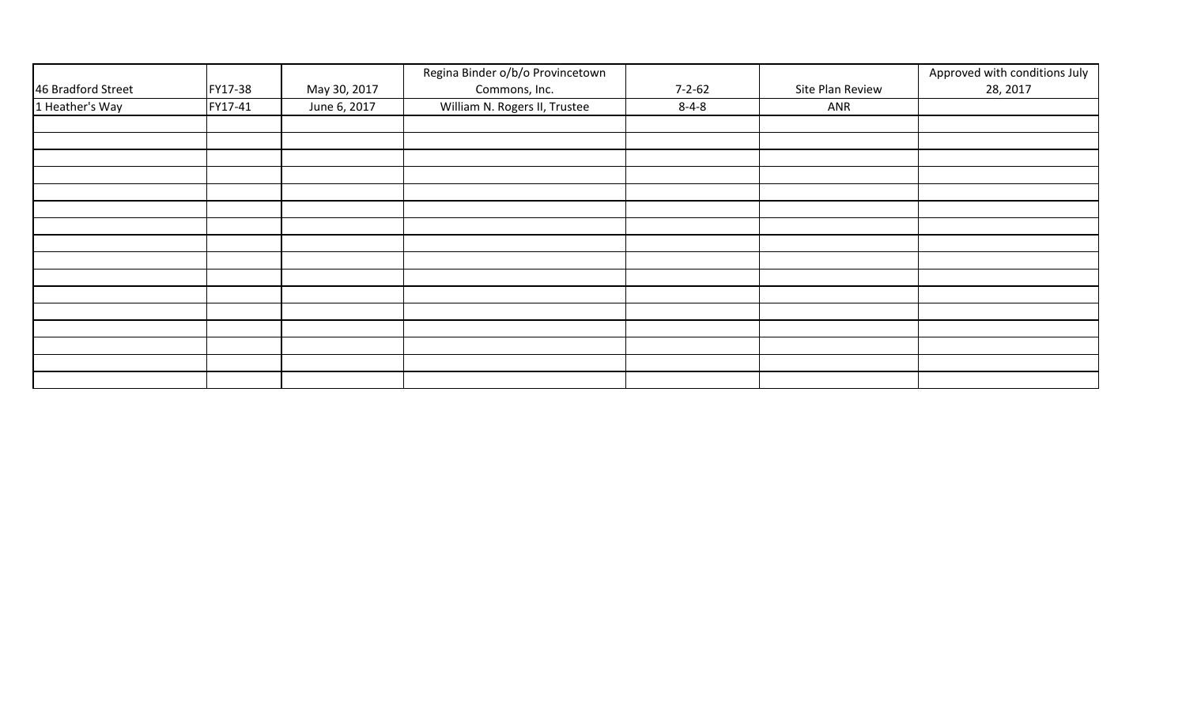| | | | | | | |
|---|---|---|---|---|---|---|
| 46 Bradford Street | FY17-38 | May 30, 2017 | Regina Binder o/b/o Provincetown Commons, Inc. | 7-2-62 | Site Plan Review | Approved with conditions July 28, 2017 |
| 1 Heather's Way | FY17-41 | June 6, 2017 | William N. Rogers II, Trustee | 8-4-8 | ANR | |
| | | | | | | |
| | | | | | | |
| | | | | | | |
| | | | | | | |
| | | | | | | |
| | | | | | | |
| | | | | | | |
| | | | | | | |
| | | | | | | |
| | | | | | | |
| | | | | | | |
| | | | | | | |
| | | | | | | |
| | | | | | | |
| | | | | | | |